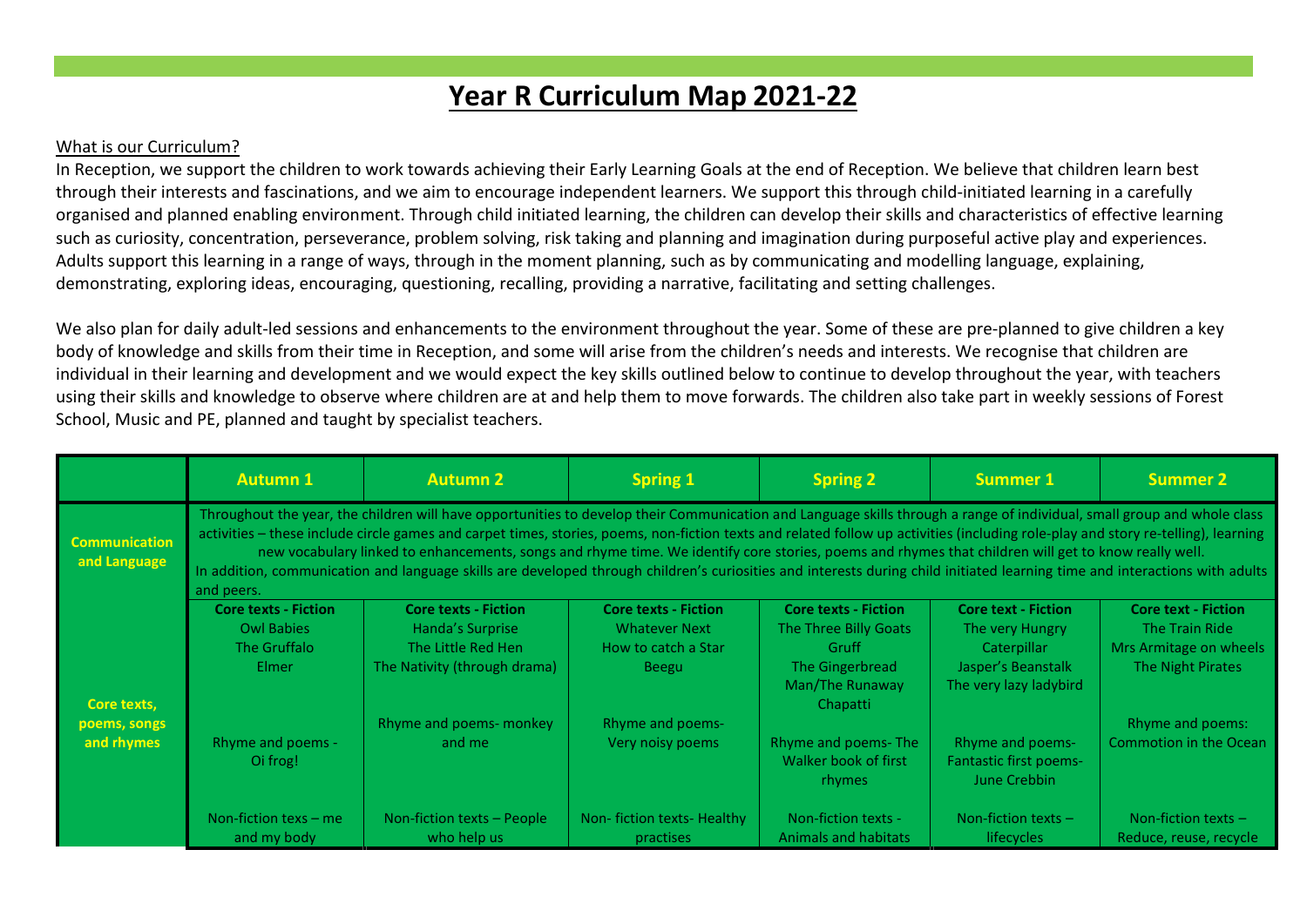# Year R Curriculum Map 2021-22

What is our Curriculum?

In Reception, we support the children to work towards achieving their Early Learning Goals at the end of Reception. We believe that children learn best through their interests and fascinations, and we aim to encourage independent learners. We support this through child-initiated learning in a carefully organised and planned enabling environment. Through child initiated learning, the children can develop their skills and characteristics of effective learning such as curiosity, concentration, perseverance, problem solving, risk taking and planning and imagination during purposeful active play and experiences. Adults support this learning in a range of ways, through in the moment planning, such as by communicating and modelling language, explaining, demonstrating, exploring ideas, encouraging, questioning, recalling, providing a narrative, facilitating and setting challenges.

We also plan for daily adult-led sessions and enhancements to the environment throughout the year. Some of these are pre-planned to give children a key body of knowledge and skills from their time in Reception, and some will arise from the children's needs and interests. We recognise that children are individual in their learning and development and we would expect the key skills outlined below to continue to develop throughout the year, with teachers using their skills and knowledge to observe where children are at and help them to move forwards. The children also take part in weekly sessions of Forest School, Music and PE, planned and taught by specialist teachers.

| | Autumn 1 | Autumn 2 | Spring 1 | Spring 2 | Summer 1 | Summer 2 |
|---|---|---|---|---|---|---|
| **Communication and Language** | Throughout the year, the children will have opportunities to develop their Communication and Language skills through a range of individual, small group and whole class activities – these include circle games and carpet times, stories, poems, non-fiction texts and related follow up activities (including role-play and story re-telling), learning new vocabulary linked to enhancements, songs and rhyme time. We identify core stories, poems and rhymes that children will get to know really well. In addition, communication and language skills are developed through children's curiosities and interests during child initiated learning time and interactions with adults and peers. | | | | | |
| **Core texts, poems, songs and rhymes** | **Core texts - Fiction**<br>Owl Babies<br>The Gruffalo<br>Elmer<br><br>Rhyme and poems - Oi frog!<br><br>Non-fiction texs – me and my body | **Core texts - Fiction**<br>Handa's Surprise<br>The Little Red Hen<br>The Nativity (through drama)<br><br>Rhyme and poems- monkey and me<br><br>Non-fiction texts – People who help us | **Core texts - Fiction**<br>Whatever Next<br>How to catch a Star<br>Beegu<br><br>Rhyme and poems- Very noisy poems<br><br>Non- fiction texts- Healthy practises | **Core texts - Fiction**<br>The Three Billy Goats Gruff<br>The Gingerbread Man/The Runaway Chapatti<br><br>Rhyme and poems- The Walker book of first rhymes<br><br>Non-fiction texts - Animals and habitats | **Core text - Fiction**<br>The very Hungry Caterpillar<br>Jasper's Beanstalk<br>The very lazy ladybird<br><br>Rhyme and poems- Fantastic first poems- June Crebbin<br><br>Non-fiction texts – lifecycles | **Core text - Fiction**<br>The Train Ride<br>Mrs Armitage on wheels<br>The Night Pirates<br><br>Rhyme and poems: Commotion in the Ocean<br><br>Non-fiction texts – Reduce, reuse, recycle |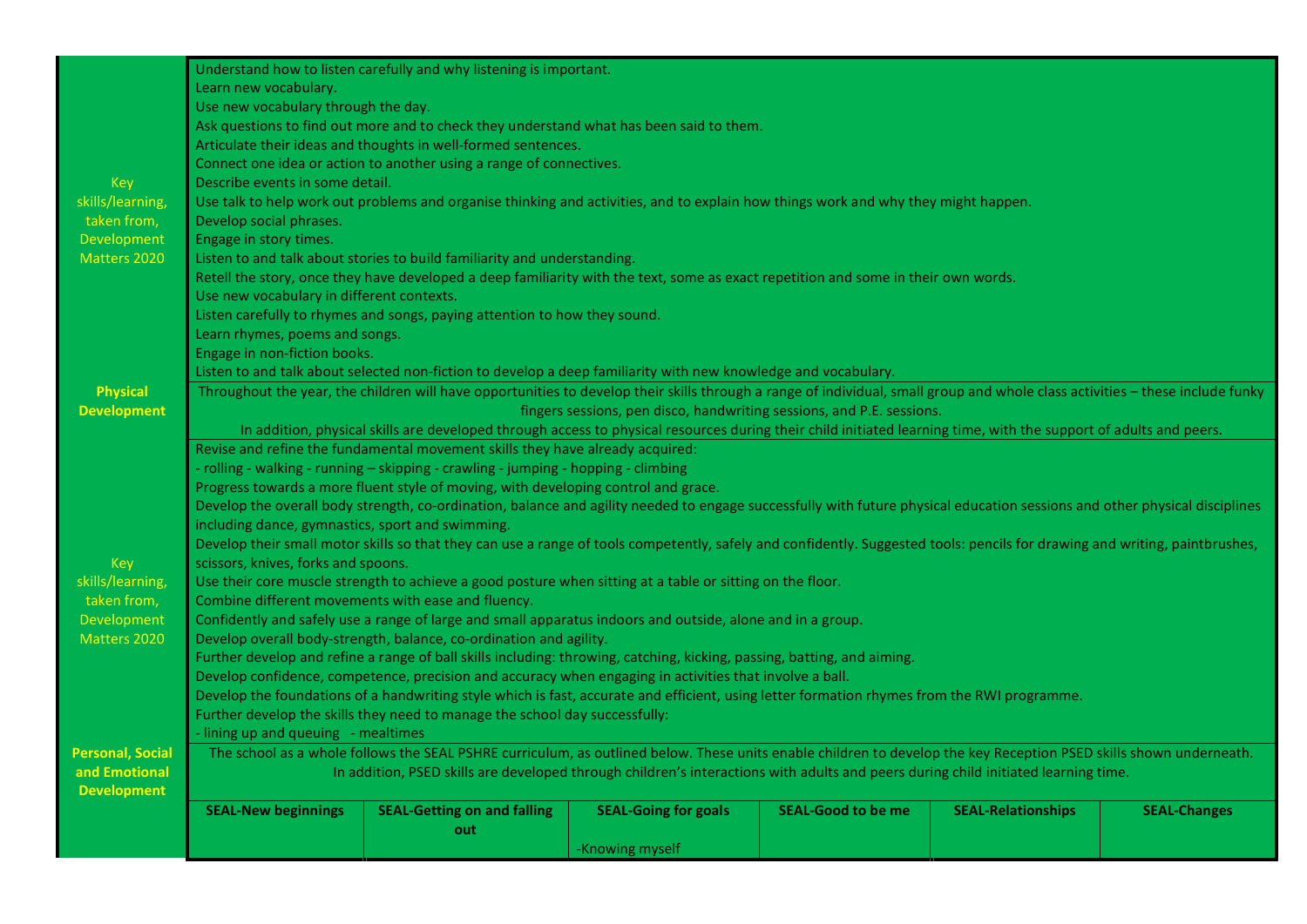| | |
|---|---|
| Key skills/learning, taken from, Development Matters 2020 | Understand how to listen carefully and why listening is important.<br>Learn new vocabulary.<br>Use new vocabulary through the day.<br>Ask questions to find out more and to check they understand what has been said to them.<br>Articulate their ideas and thoughts in well-formed sentences.<br>Connect one idea or action to another using a range of connectives.<br>Describe events in some detail.<br>Use talk to help work out problems and organise thinking and activities, and to explain how things work and why they might happen.<br>Develop social phrases.<br>Engage in story times.<br>Listen to and talk about stories to build familiarity and understanding.<br>Retell the story, once they have developed a deep familiarity with the text, some as exact repetition and some in their own words.<br>Use new vocabulary in different contexts.<br>Listen carefully to rhymes and songs, paying attention to how they sound.<br>Learn rhymes, poems and songs.<br>Engage in non-fiction books.<br>Listen to and talk about selected non-fiction to develop a deep familiarity with new knowledge and vocabulary. |
| **Physical Development** | Throughout the year, the children will have opportunities to develop their skills through a range of individual, small group and whole class activities – these include funky fingers sessions, pen disco, handwriting sessions, and P.E. sessions.<br>In addition, physical skills are developed through access to physical resources during their child initiated learning time, with the support of adults and peers. |
| Key skills/learning, taken from, Development Matters 2020 | Revise and refine the fundamental movement skills they have already acquired:<br>- rolling - walking - running – skipping - crawling - jumping - hopping - climbing<br>Progress towards a more fluent style of moving, with developing control and grace.<br>Develop the overall body strength, co-ordination, balance and agility needed to engage successfully with future physical education sessions and other physical disciplines including dance, gymnastics, sport and swimming.<br>Develop their small motor skills so that they can use a range of tools competently, safely and confidently. Suggested tools: pencils for drawing and writing, paintbrushes, scissors, knives, forks and spoons.<br>Use their core muscle strength to achieve a good posture when sitting at a table or sitting on the floor.<br>Combine different movements with ease and fluency.<br>Confidently and safely use a range of large and small apparatus indoors and outside, alone and in a group.<br>Develop overall body-strength, balance, co-ordination and agility.<br>Further develop and refine a range of ball skills including: throwing, catching, kicking, passing, batting, and aiming.<br>Develop confidence, competence, precision and accuracy when engaging in activities that involve a ball.<br>Develop the foundations of a handwriting style which is fast, accurate and efficient, using letter formation rhymes from the RWI programme.<br>Further develop the skills they need to manage the school day successfully:<br>- lining up and queuing - mealtimes |
| **Personal, Social and Emotional Development** | The school as a whole follows the SEAL PSHRE curriculum, as outlined below. These units enable children to develop the key Reception PSED skills shown underneath.<br>In addition, PSED skills are developed through children's interactions with adults and peers during child initiated learning time. |

| | SEAL-New beginnings | SEAL-Getting on and falling out | SEAL-Going for goals | SEAL-Good to be me | SEAL-Relationships | SEAL-Changes |
|---|---|---|---|---|---|---|
| | | | -Knowing myself | | | |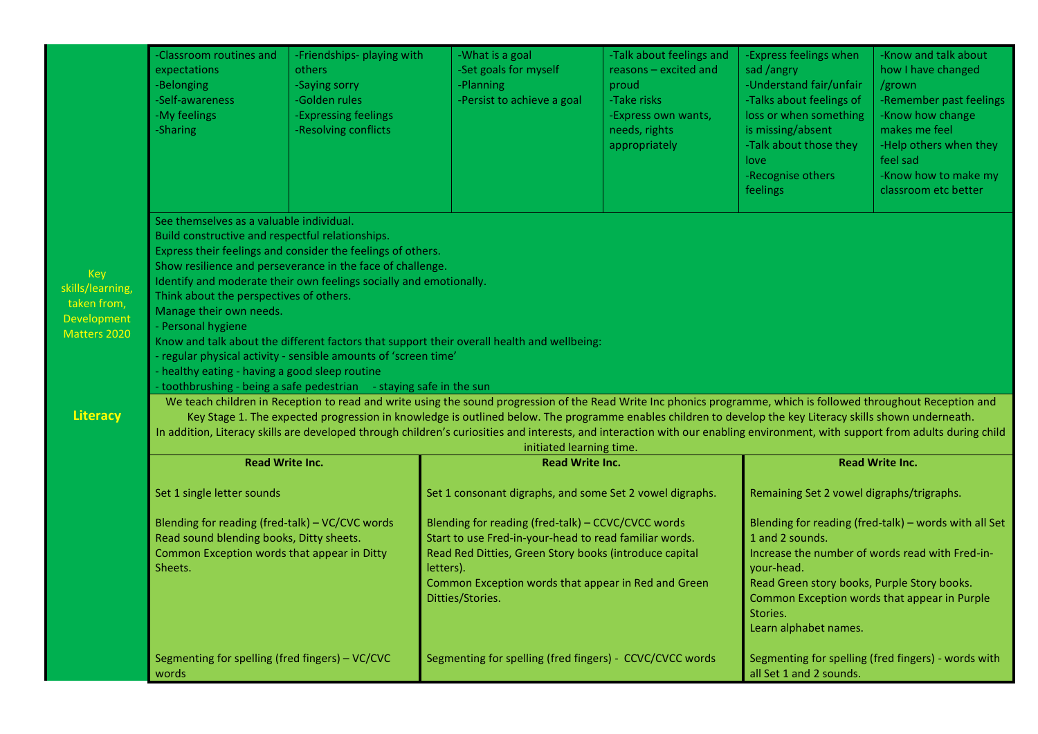| | | | | | | |
|---|---|---|---|---|---|---|
| | -Classroom routines and expectations<br>-Belonging<br>-Self-awareness<br>-My feelings<br>-Sharing | -Friendships- playing with others<br>-Saying sorry<br>-Golden rules<br>-Expressing feelings<br>-Resolving conflicts | -What is a goal<br>-Set goals for myself<br>-Planning<br>-Persist to achieve a goal | -Talk about feelings and reasons – excited and proud<br>-Take risks<br>-Express own wants, needs, rights appropriately | -Express feelings when sad /angry<br>-Understand fair/unfair<br>-Talks about feelings of loss or when something is missing/absent<br>-Talk about those they love<br>-Recognise others feelings | -Know and talk about how I have changed /grown<br>-Remember past feelings<br>-Know how change makes me feel<br>-Help others when they feel sad<br>-Know how to make my classroom etc better |
| Key skills/learning, taken from, Development Matters 2020 | See themselves as a valuable individual.<br>Build constructive and respectful relationships.<br>Express their feelings and consider the feelings of others.<br>Show resilience and perseverance in the face of challenge.<br>Identify and moderate their own feelings socially and emotionally.<br>Think about the perspectives of others.<br>Manage their own needs.<br>- Personal hygiene<br>Know and talk about the different factors that support their overall health and wellbeing:<br>- regular physical activity - sensible amounts of 'screen time'<br>- healthy eating - having a good sleep routine<br>- toothbrushing - being a safe pedestrian - staying safe in the sun | | | | | |

## Literacy

We teach children in Reception to read and write using the sound progression of the Read Write Inc phonics programme, which is followed throughout Reception and Key Stage 1. The expected progression in knowledge is outlined below. The programme enables children to develop the key Literacy skills shown underneath.
In addition, Literacy skills are developed through children's curiosities and interests, and interaction with our enabling environment, with support from adults during child initiated learning time.

| **Read Write Inc.** | **Read Write Inc.** | **Read Write Inc.** |
|---|---|---|
| Set 1 single letter sounds | Set 1 consonant digraphs, and some Set 2 vowel digraphs. | Remaining Set 2 vowel digraphs/trigraphs. |
| Blending for reading (fred-talk) – VC/CVC words<br>Read sound blending books, Ditty sheets.<br>Common Exception words that appear in Ditty Sheets. | Blending for reading (fred-talk) – CCVC/CVCC words<br>Start to use Fred-in-your-head to read familiar words.<br>Read Red Ditties, Green Story books (introduce capital letters).<br>Common Exception words that appear in Red and Green Ditties/Stories. | Blending for reading (fred-talk) – words with all Set 1 and 2 sounds.<br>Increase the number of words read with Fred-in-your-head.<br>Read Green story books, Purple Story books.<br>Common Exception words that appear in Purple Stories.<br>Learn alphabet names. |
| Segmenting for spelling (fred fingers) – VC/CVC words | Segmenting for spelling (fred fingers) - CCVC/CVCC words | Segmenting for spelling (fred fingers) - words with all Set 1 and 2 sounds. |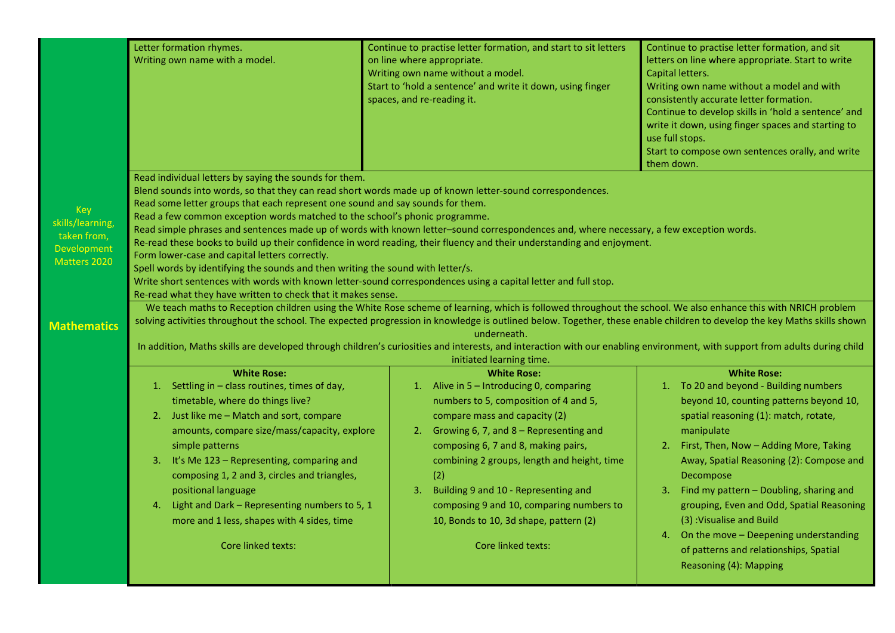| | | | |
|---|---|---|---|
| Key skills/learning, taken from, Development Matters 2020 | Letter formation rhymes.<br>Writing own name with a model. | Continue to practise letter formation, and start to sit letters on line where appropriate.<br>Writing own name without a model.<br>Start to 'hold a sentence' and write it down, using finger spaces, and re-reading it. | Continue to practise letter formation, and sit letters on line where appropriate. Start to write Capital letters.<br>Writing own name without a model and with consistently accurate letter formation.<br>Continue to develop skills in 'hold a sentence' and write it down, using finger spaces and starting to use full stops.<br>Start to compose own sentences orally, and write them down. |
| | Read individual letters by saying the sounds for them.<br>Blend sounds into words, so that they can read short words made up of known letter-sound correspondences.<br>Read some letter groups that each represent one sound and say sounds for them.<br>Read a few common exception words matched to the school's phonic programme.<br>Read simple phrases and sentences made up of words with known letter–sound correspondences and, where necessary, a few exception words.<br>Re-read these books to build up their confidence in word reading, their fluency and their understanding and enjoyment.<br>Form lower-case and capital letters correctly.<br>Spell words by identifying the sounds and then writing the sound with letter/s.<br>Write short sentences with words with known letter-sound correspondences using a capital letter and full stop.<br>Re-read what they have written to check that it makes sense. | | |
| **Mathematics** | We teach maths to Reception children using the White Rose scheme of learning, which is followed throughout the school. We also enhance this with NRICH problem solving activities throughout the school. The expected progression in knowledge is outlined below. Together, these enable children to develop the key Maths skills shown underneath.<br>In addition, Maths skills are developed through children's curiosities and interests, and interaction with our enabling environment, with support from adults during child initiated learning time. | | |
| | **White Rose:**<br>1. Settling in – class routines, times of day, timetable, where do things live?<br>2. Just like me – Match and sort, compare amounts, compare size/mass/capacity, explore simple patterns<br>3. It's Me 123 – Representing, comparing and composing 1, 2 and 3, circles and triangles, positional language<br>4. Light and Dark – Representing numbers to 5, 1 more and 1 less, shapes with 4 sides, time<br><br>Core linked texts: | **White Rose:**<br>1. Alive in 5 – Introducing 0, comparing numbers to 5, composition of 4 and 5, compare mass and capacity (2)<br>2. Growing 6, 7, and 8 – Representing and composing 6, 7 and 8, making pairs, combining 2 groups, length and height, time (2)<br>3. Building 9 and 10 - Representing and composing 9 and 10, comparing numbers to 10, Bonds to 10, 3d shape, pattern (2)<br><br>Core linked texts: | **White Rose:**<br>1. To 20 and beyond - Building numbers beyond 10, counting patterns beyond 10, spatial reasoning (1): match, rotate, manipulate<br>2. First, Then, Now – Adding More, Taking Away, Spatial Reasoning (2): Compose and Decompose<br>3. Find my pattern – Doubling, sharing and grouping, Even and Odd, Spatial Reasoning (3) :Visualise and Build<br>4. On the move – Deepening understanding of patterns and relationships, Spatial Reasoning (4): Mapping |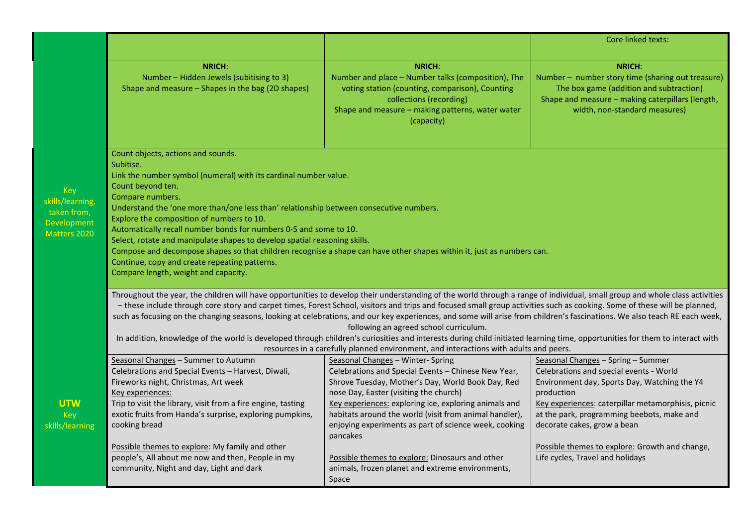| | | | |
|---|---|---|---|
| | | | Core linked texts: |
| | **NRICH**:<br>Number – Hidden Jewels (subitising to 3)<br>Shape and measure – Shapes in the bag (2D shapes) | **NRICH**:<br>Number and place – Number talks (composition), The voting station (counting, comparison), Counting collections (recording)<br>Shape and measure – making patterns, water water (capacity) | **NRICH**:<br>Number – number story time (sharing out treasure)<br>The box game (addition and subtraction)<br>Shape and measure – making caterpillars (length, width, non-standard measures) |
| Key skills/learning, taken from, Development Matters 2020 | Count objects, actions and sounds.<br>Subitise.<br>Link the number symbol (numeral) with its cardinal number value.<br>Count beyond ten.<br>Compare numbers.<br>Understand the 'one more than/one less than' relationship between consecutive numbers.<br>Explore the composition of numbers to 10.<br>Automatically recall number bonds for numbers 0-5 and some to 10.<br>Select, rotate and manipulate shapes to develop spatial reasoning skills.<br>Compose and decompose shapes so that children recognise a shape can have other shapes within it, just as numbers can.<br>Continue, copy and create repeating patterns.<br>Compare length, weight and capacity. | | |
| **UTW** Key skills/learning | Throughout the year, the children will have opportunities to develop their understanding of the world through a range of individual, small group and whole class activities – these include through core story and carpet times, Forest School, visitors and trips and focused small group activities such as cooking. Some of these will be planned, such as focusing on the changing seasons, looking at celebrations, and our key experiences, and some will arise from children's fascinations. We also teach RE each week, following an agreed school curriculum.<br>In addition, knowledge of the world is developed through children's curiosities and interests during child initiated learning time, opportunities for them to interact with resources in a carefully planned environment, and interactions with adults and peers. | | |
| | Seasonal Changes – Summer to Autumn<br>Celebrations and Special Events – Harvest, Diwali, Fireworks night, Christmas, Art week<br>Key experiences:<br>Trip to visit the library, visit from a fire engine, tasting exotic fruits from Handa's surprise, exploring pumpkins, cooking bread<br><br>Possible themes to explore: My family and other people's, All about me now and then, People in my community, Night and day, Light and dark | Seasonal Changes – Winter- Spring<br>Celebrations and Special Events – Chinese New Year, Shrove Tuesday, Mother's Day, World Book Day, Red nose Day, Easter (visiting the church)<br>Key experiences: exploring ice, exploring animals and habitats around the world (visit from animal handler), enjoying experiments as part of science week, cooking pancakes<br><br>Possible themes to explore: Dinosaurs and other animals, frozen planet and extreme environments, Space | Seasonal Changes – Spring – Summer<br>Celebrations and special events - World Environment day, Sports Day, Watching the Y4 production<br>Key experiences: caterpillar metamorphisis, picnic at the park, programming beebots, make and decorate cakes, grow a bean<br><br>Possible themes to explore: Growth and change, Life cycles, Travel and holidays |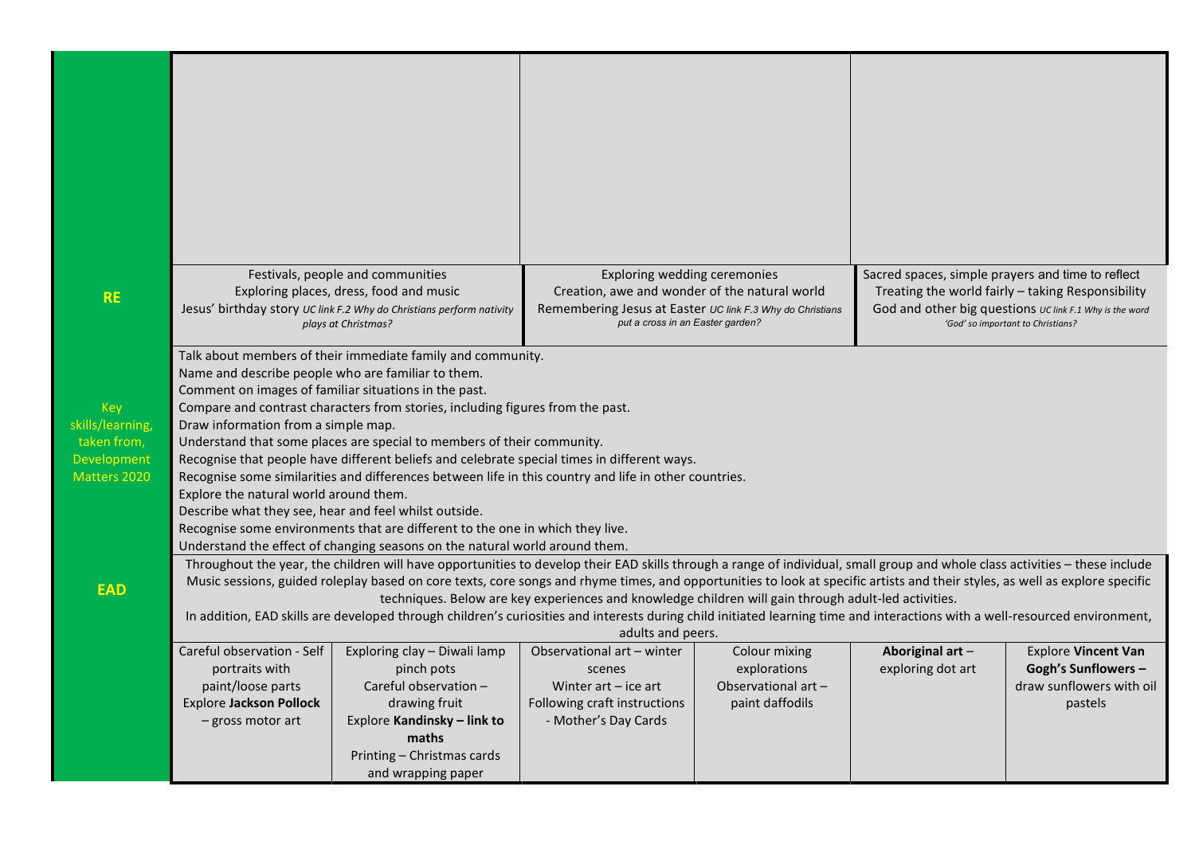| | | | | | | |
|---|---|---|---|---|---|---|
| | | | | | | |
| **RE** | Festivals, people and communities<br>Exploring places, dress, food and music<br>Jesus' birthday story *UC link F.2 Why do Christians perform nativity plays at Christmas?* | | Exploring wedding ceremonies<br>Creation, awe and wonder of the natural world<br>Remembering Jesus at Easter *UC link F.3 Why do Christians put a cross in an Easter garden?* | | Sacred spaces, simple prayers and time to reflect<br>Treating the world fairly – taking Responsibility<br>God and other big questions *UC link F.1 Why is the word 'God' so important to Christians?* | |
| Key skills/learning, taken from, Development Matters 2020 | Talk about members of their immediate family and community.<br>Name and describe people who are familiar to them.<br>Comment on images of familiar situations in the past.<br>Compare and contrast characters from stories, including figures from the past.<br>Draw information from a simple map.<br>Understand that some places are special to members of their community.<br>Recognise that people have different beliefs and celebrate special times in different ways.<br>Recognise some similarities and differences between life in this country and life in other countries.<br>Explore the natural world around them.<br>Describe what they see, hear and feel whilst outside.<br>Recognise some environments that are different to the one in which they live.<br>Understand the effect of changing seasons on the natural world around them. | | | | | |
| **EAD** | Throughout the year, the children will have opportunities to develop their EAD skills through a range of individual, small group and whole class activities – these include Music sessions, guided roleplay based on core texts, core songs and rhyme times, and opportunities to look at specific artists and their styles, as well as explore specific techniques. Below are key experiences and knowledge children will gain through adult-led activities.<br>In addition, EAD skills are developed through children's curiosities and interests during child initiated learning time and interactions with a well-resourced environment, adults and peers. | | | | | |
| | Careful observation - Self portraits with paint/loose parts<br>Explore **Jackson Pollock** – gross motor art | Exploring clay – Diwali lamp pinch pots<br>Careful observation – drawing fruit<br>Explore **Kandinsky – link to maths**<br>Printing – Christmas cards and wrapping paper | Observational art – winter scenes<br>Winter art – ice art<br>Following craft instructions - Mother's Day Cards | Colour mixing explorations<br>Observational art – paint daffodils | **Aboriginal art** – exploring dot art | Explore **Vincent Van Gogh's Sunflowers –** draw sunflowers with oil pastels |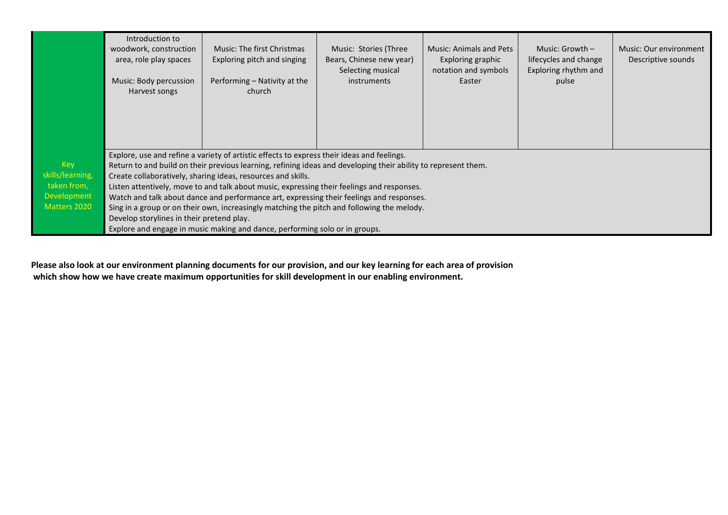| | | | | | | |
|---|---|---|---|---|---|---|
| | Introduction to woodwork, construction area, role play spaces<br><br>Music: Body percussion Harvest songs | Music: The first Christmas Exploring pitch and singing<br><br>Performing – Nativity at the church | Music: Stories (Three Bears, Chinese new year) Selecting musical instruments | Music: Animals and Pets Exploring graphic notation and symbols Easter | Music: Growth – lifecycles and change Exploring rhythm and pulse | Music: Our environment Descriptive sounds |
| Key skills/learning, taken from, Development Matters 2020 | Explore, use and refine a variety of artistic effects to express their ideas and feelings.<br>Return to and build on their previous learning, refining ideas and developing their ability to represent them.<br>Create collaboratively, sharing ideas, resources and skills.<br>Listen attentively, move to and talk about music, expressing their feelings and responses.<br>Watch and talk about dance and performance art, expressing their feelings and responses.<br>Sing in a group or on their own, increasingly matching the pitch and following the melody.<br>Develop storylines in their pretend play.<br>Explore and engage in music making and dance, performing solo or in groups. | | | | | |

**Please also look at our environment planning documents for our provision, and our key learning for each area of provision which show how we have create maximum opportunities for skill development in our enabling environment.**